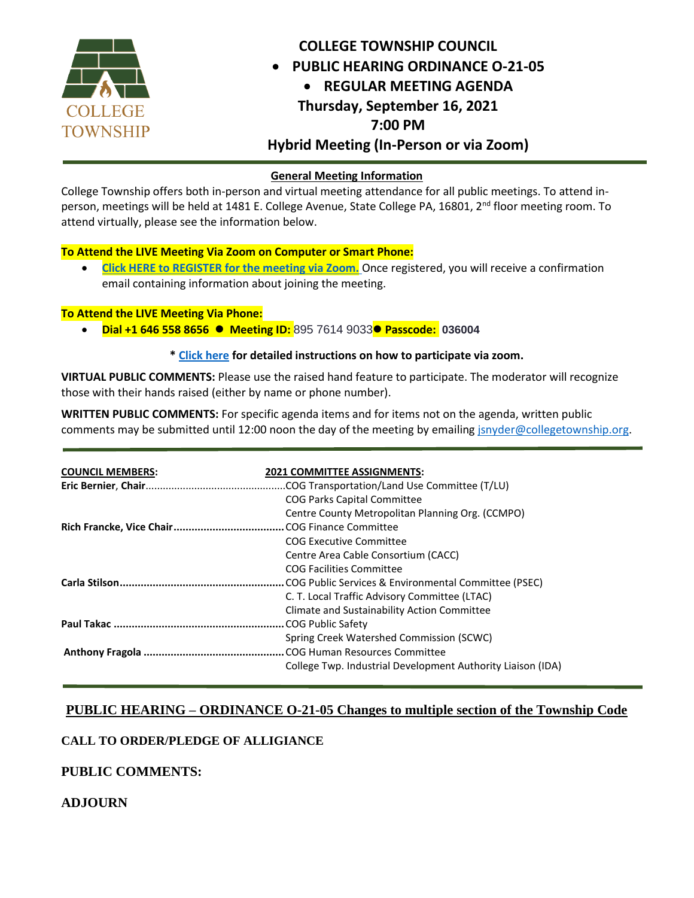# COLLEGE TOWNSHIP COUNCIL

- **PUBLIC HEARING ORDINANCE O-21-05**
- **REGULAR MEETING AGENDA**

**Thursday, September 16, 2021**

**7:00 PM**

**Hybrid Meeting (In-Person or via Zoom)**

COLLEGE TOWNSHIP

## General Meeting Information

College Township offers both in-person and virtual meeting attendance for all public meetings. To attend in-person, meetings will be held at 1481 E. College Avenue, State College PA, 16801, 2nd floor meeting room. To attend virtually, please see the information below.

**To Attend the LIVE Meeting Via Zoom on Computer or Smart Phone:**

- **Click HERE to REGISTER for the meeting via Zoom.** Once registered, you will receive a confirmation email containing information about joining the meeting.

**To Attend the LIVE Meeting Via Phone:**

- **Dial +1 646 558 8656** ● **Meeting ID:** 895 7614 9033● **Passcode: 036004**

**\* Click here for detailed instructions on how to participate via zoom.**

**VIRTUAL PUBLIC COMMENTS:** Please use the raised hand feature to participate. The moderator will recognize those with their hands raised (either by name or phone number).

**WRITTEN PUBLIC COMMENTS:** For specific agenda items and for items not on the agenda, written public comments may be submitted until 12:00 noon the day of the meeting by emailing jsnyder@collegetownship.org.

| COUNCIL MEMBERS: | 2021 COMMITTEE ASSIGNMENTS: |
|---|---|
| **Eric Bernier, Chair** | COG Transportation/Land Use Committee (T/LU) |
| | COG Parks Capital Committee |
| | Centre County Metropolitan Planning Org. (CCMPO) |
| **Rich Francke, Vice Chair** | COG Finance Committee |
| | COG Executive Committee |
| | Centre Area Cable Consortium (CACC) |
| | COG Facilities Committee |
| **Carla Stilson** | COG Public Services & Environmental Committee (PSEC) |
| | C. T. Local Traffic Advisory Committee (LTAC) |
| | Climate and Sustainability Action Committee |
| **Paul Takac** | COG Public Safety |
| | Spring Creek Watershed Commission (SCWC) |
| **Anthony Fragola** | COG Human Resources Committee |
| | College Twp. Industrial Development Authority Liaison (IDA) |

## PUBLIC HEARING – ORDINANCE O-21-05 Changes to multiple section of the Township Code

**CALL TO ORDER/PLEDGE OF ALLIGIANCE**

**PUBLIC COMMENTS:**

**ADJOURN**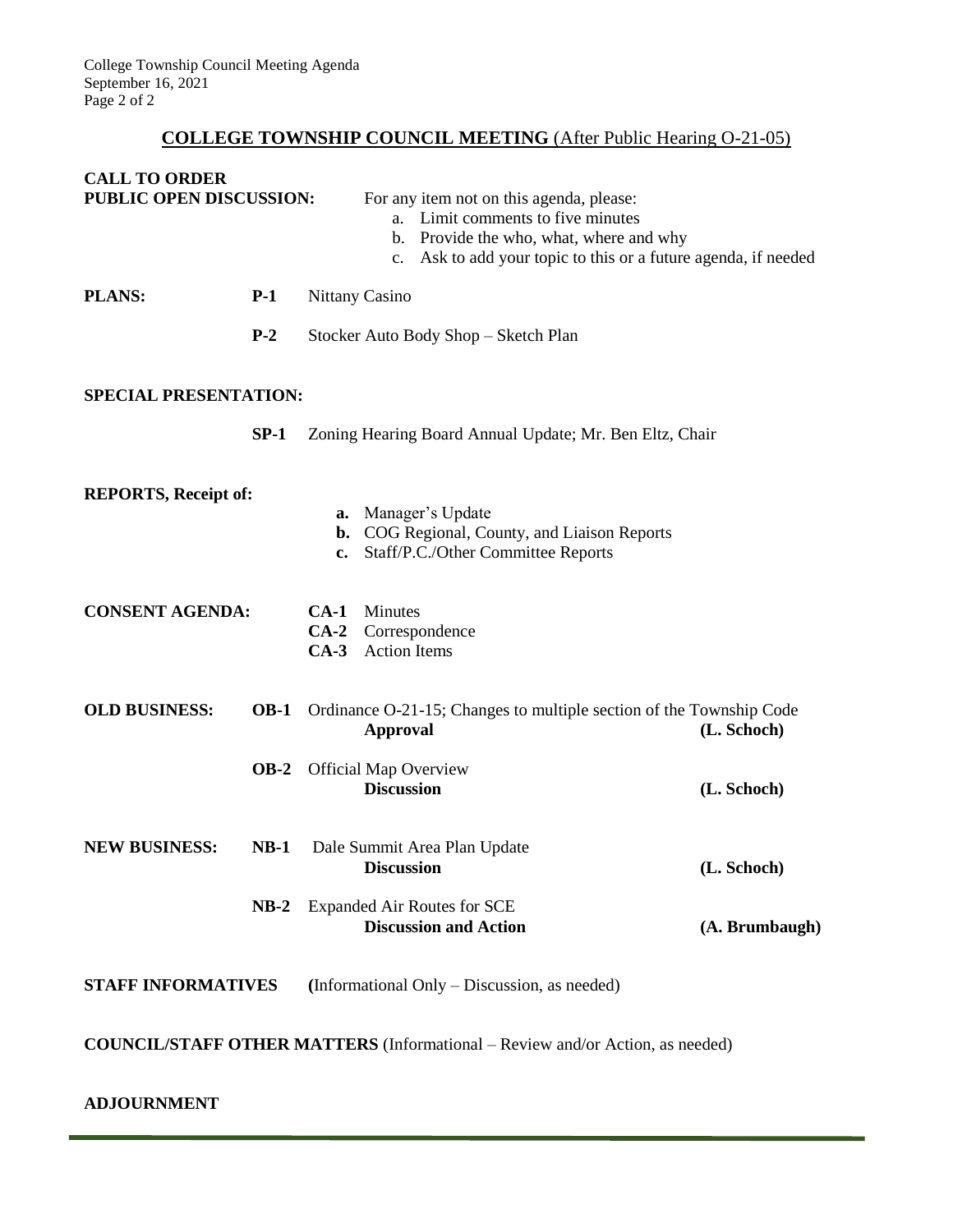## **COLLEGE TOWNSHIP COUNCIL MEETING** (After Public Hearing O-21-05)

**CALL TO ORDER**

**PUBLIC OPEN DISCUSSION:** For any item not on this agenda, please:

a. Limit comments to five minutes
b. Provide the who, what, where and why
c. Ask to add your topic to this or a future agenda, if needed

**PLANS:**

**P-1** Nittany Casino

**P-2** Stocker Auto Body Shop – Sketch Plan

**SPECIAL PRESENTATION:**

**SP-1** Zoning Hearing Board Annual Update; Mr. Ben Eltz, Chair

**REPORTS, Receipt of:**

**a.** Manager's Update
**b.** COG Regional, County, and Liaison Reports
**c.** Staff/P.C./Other Committee Reports

**CONSENT AGENDA:**

**CA-1** Minutes
**CA-2** Correspondence
**CA-3** Action Items

**OLD BUSINESS:**

**OB-1** Ordinance O-21-15; Changes to multiple section of the Township Code
**Approval** **(L. Schoch)**

**OB-2** Official Map Overview
**Discussion** **(L. Schoch)**

**NEW BUSINESS:**

**NB-1** Dale Summit Area Plan Update
**Discussion** **(L. Schoch)**

**NB-2** Expanded Air Routes for SCE
**Discussion and Action** **(A. Brumbaugh)**

**STAFF INFORMATIVES** **(**Informational Only – Discussion, as needed)

**COUNCIL/STAFF OTHER MATTERS** (Informational – Review and/or Action, as needed)

**ADJOURNMENT**